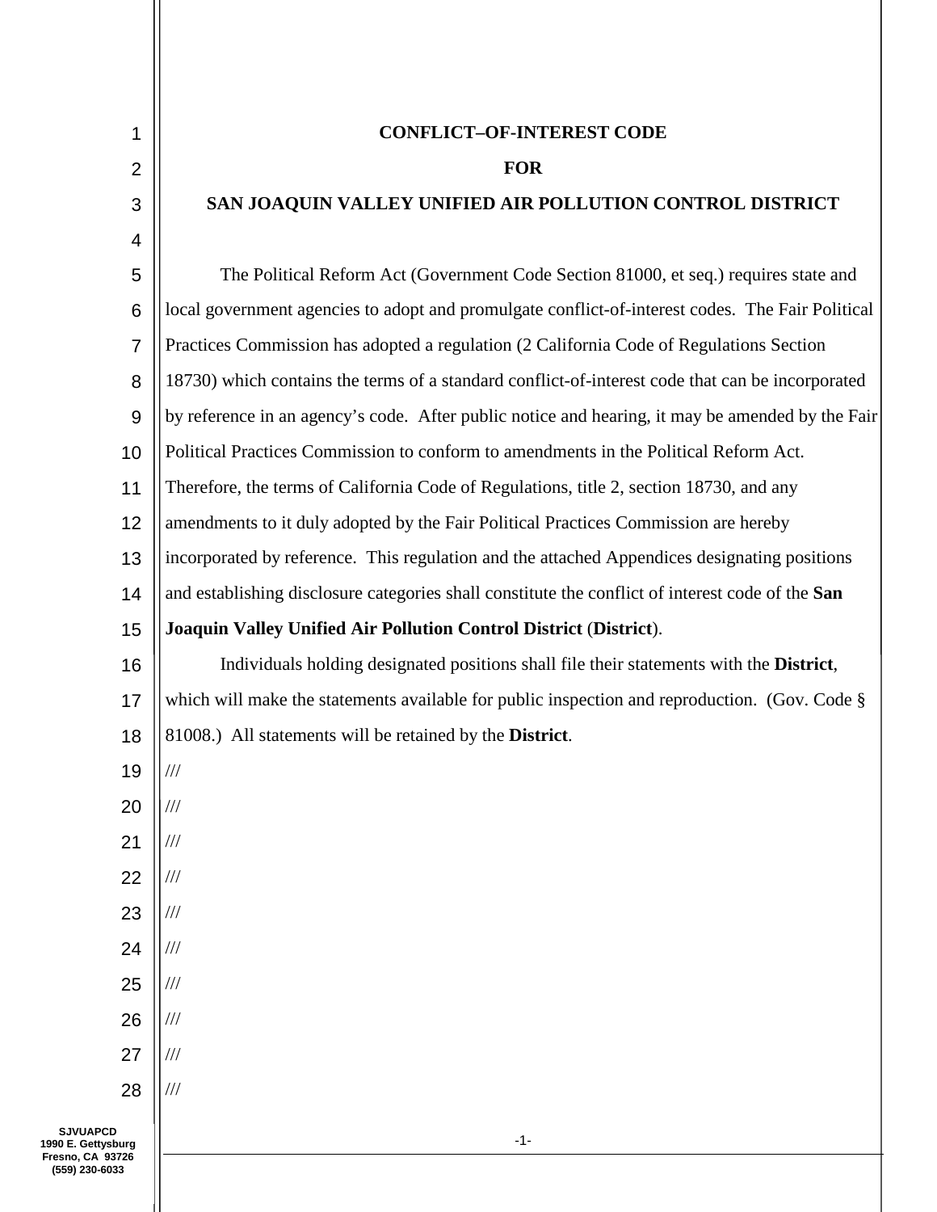# CONFLICT–OF-INTEREST CODE

# FOR

# SAN JOAQUIN VALLEY UNIFIED AIR POLLUTION CONTROL DISTRICT

The Political Reform Act (Government Code Section 81000, et seq.) requires state and local government agencies to adopt and promulgate conflict-of-interest codes. The Fair Political Practices Commission has adopted a regulation (2 California Code of Regulations Section 18730) which contains the terms of a standard conflict-of-interest code that can be incorporated by reference in an agency's code. After public notice and hearing, it may be amended by the Fair Political Practices Commission to conform to amendments in the Political Reform Act. Therefore, the terms of California Code of Regulations, title 2, section 18730, and any amendments to it duly adopted by the Fair Political Practices Commission are hereby incorporated by reference. This regulation and the attached Appendices designating positions and establishing disclosure categories shall constitute the conflict of interest code of the **San Joaquin Valley Unified Air Pollution Control District** (**District**).

Individuals holding designated positions shall file their statements with the **District**, which will make the statements available for public inspection and reproduction. (Gov. Code § 81008.) All statements will be retained by the **District**.

///

///

///

///

///

///

///

///

///

///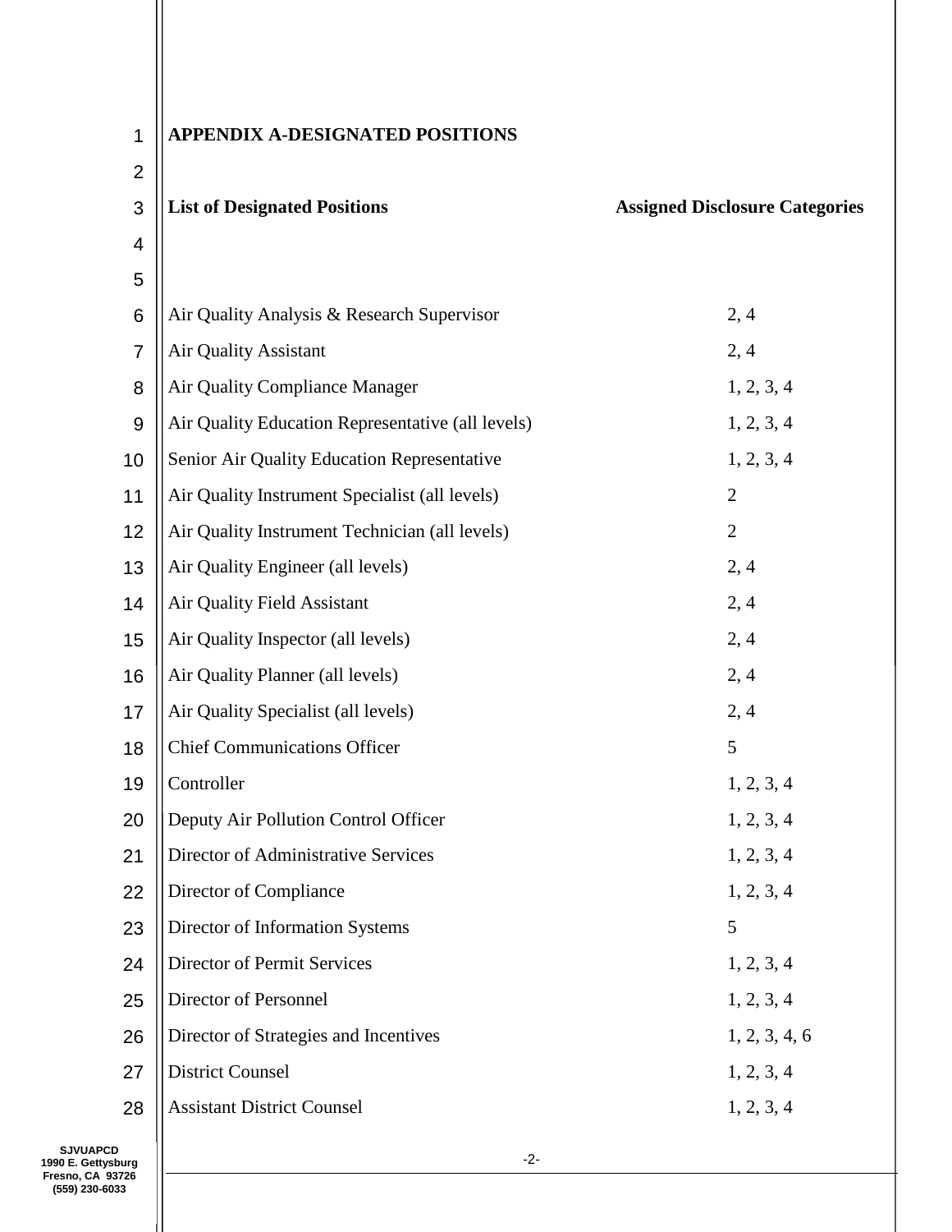# APPENDIX A-DESIGNATED POSITIONS

| List of Designated Positions | Assigned Disclosure Categories |
|---|---|
| Air Quality Analysis & Research Supervisor | 2, 4 |
| Air Quality Assistant | 2, 4 |
| Air Quality Compliance Manager | 1, 2, 3, 4 |
| Air Quality Education Representative (all levels) | 1, 2, 3, 4 |
| Senior Air Quality Education Representative | 1, 2, 3, 4 |
| Air Quality Instrument Specialist (all levels) | 2 |
| Air Quality Instrument Technician (all levels) | 2 |
| Air Quality Engineer (all levels) | 2, 4 |
| Air Quality Field Assistant | 2, 4 |
| Air Quality Inspector (all levels) | 2, 4 |
| Air Quality Planner (all levels) | 2, 4 |
| Air Quality Specialist (all levels) | 2, 4 |
| Chief Communications Officer | 5 |
| Controller | 1, 2, 3, 4 |
| Deputy Air Pollution Control Officer | 1, 2, 3, 4 |
| Director of Administrative Services | 1, 2, 3, 4 |
| Director of Compliance | 1, 2, 3, 4 |
| Director of Information Systems | 5 |
| Director of Permit Services | 1, 2, 3, 4 |
| Director of Personnel | 1, 2, 3, 4 |
| Director of Strategies and Incentives | 1, 2, 3, 4, 6 |
| District Counsel | 1, 2, 3, 4 |
| Assistant District Counsel | 1, 2, 3, 4 |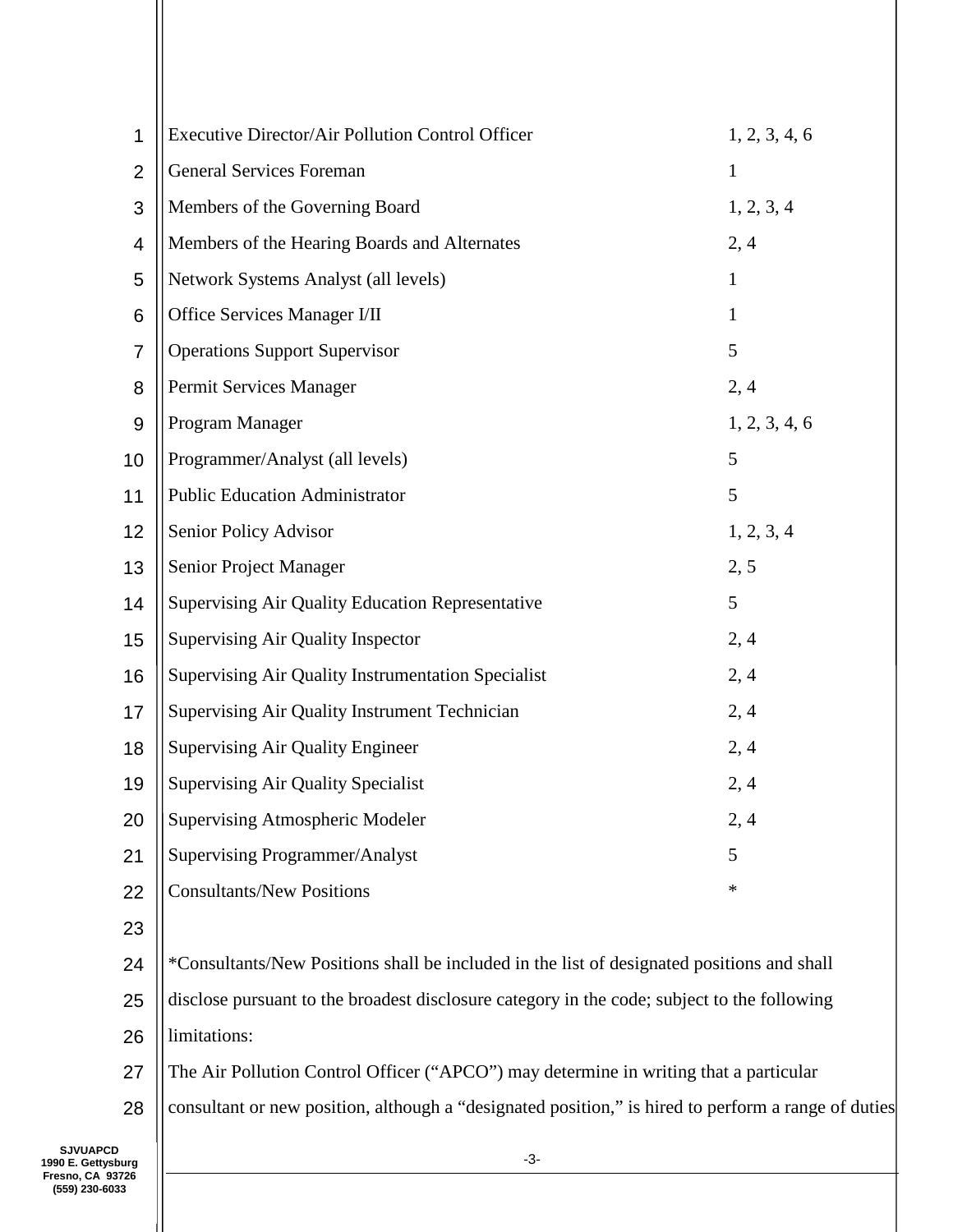| Position | Disclosure Categories |
|---|---|
| Executive Director/Air Pollution Control Officer | 1, 2, 3, 4, 6 |
| General Services Foreman | 1 |
| Members of the Governing Board | 1, 2, 3, 4 |
| Members of the Hearing Boards and Alternates | 2, 4 |
| Network Systems Analyst (all levels) | 1 |
| Office Services Manager I/II | 1 |
| Operations Support Supervisor | 5 |
| Permit Services Manager | 2, 4 |
| Program Manager | 1, 2, 3, 4, 6 |
| Programmer/Analyst (all levels) | 5 |
| Public Education Administrator | 5 |
| Senior Policy Advisor | 1, 2, 3, 4 |
| Senior Project Manager | 2, 5 |
| Supervising Air Quality Education Representative | 5 |
| Supervising Air Quality Inspector | 2, 4 |
| Supervising Air Quality Instrumentation Specialist | 2, 4 |
| Supervising Air Quality Instrument Technician | 2, 4 |
| Supervising Air Quality Engineer | 2, 4 |
| Supervising Air Quality Specialist | 2, 4 |
| Supervising Atmospheric Modeler | 2, 4 |
| Supervising Programmer/Analyst | 5 |
| Consultants/New Positions | * |

*Consultants/New Positions shall be included in the list of designated positions and shall disclose pursuant to the broadest disclosure category in the code; subject to the following limitations:

The Air Pollution Control Officer ("APCO") may determine in writing that a particular consultant or new position, although a "designated position," is hired to perform a range of duties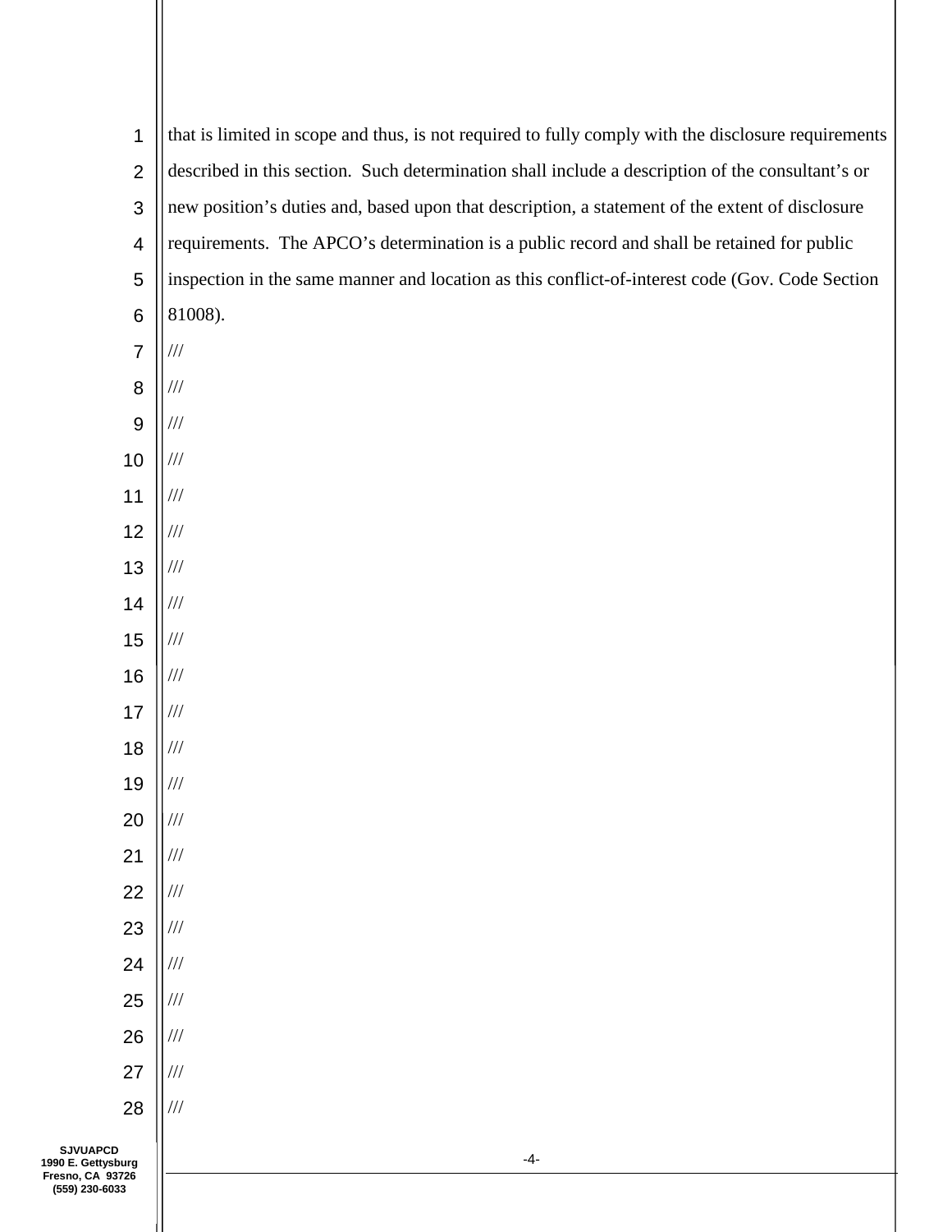that is limited in scope and thus, is not required to fully comply with the disclosure requirements described in this section. Such determination shall include a description of the consultant's or new position's duties and, based upon that description, a statement of the extent of disclosure requirements. The APCO's determination is a public record and shall be retained for public inspection in the same manner and location as this conflict-of-interest code (Gov. Code Section 81008).

///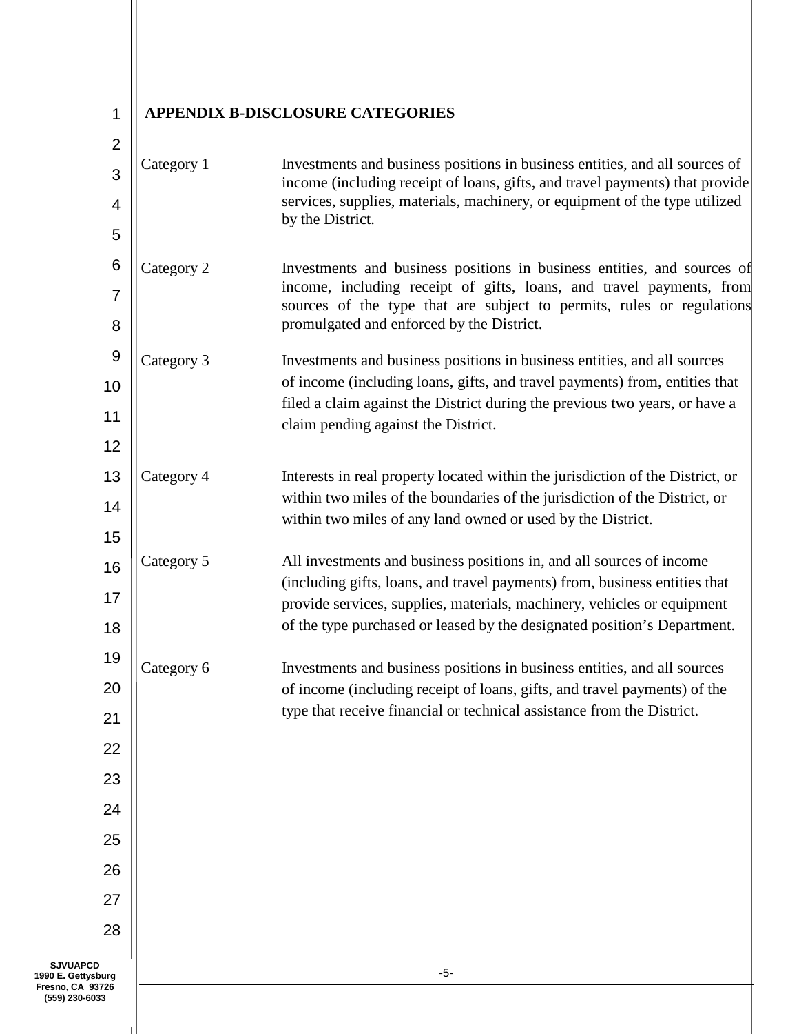## APPENDIX B-DISCLOSURE CATEGORIES

| | |
|---|---|
| Category 1 | Investments and business positions in business entities, and all sources of income (including receipt of loans, gifts, and travel payments) that provide services, supplies, materials, machinery, or equipment of the type utilized by the District. |
| Category 2 | Investments and business positions in business entities, and sources of income, including receipt of gifts, loans, and travel payments, from sources of the type that are subject to permits, rules or regulations promulgated and enforced by the District. |
| Category 3 | Investments and business positions in business entities, and all sources of income (including loans, gifts, and travel payments) from, entities that filed a claim against the District during the previous two years, or have a claim pending against the District. |
| Category 4 | Interests in real property located within the jurisdiction of the District, or within two miles of the boundaries of the jurisdiction of the District, or within two miles of any land owned or used by the District. |
| Category 5 | All investments and business positions in, and all sources of income (including gifts, loans, and travel payments) from, business entities that provide services, supplies, materials, machinery, vehicles or equipment of the type purchased or leased by the designated position's Department. |
| Category 6 | Investments and business positions in business entities, and all sources of income (including receipt of loans, gifts, and travel payments) of the type that receive financial or technical assistance from the District. |